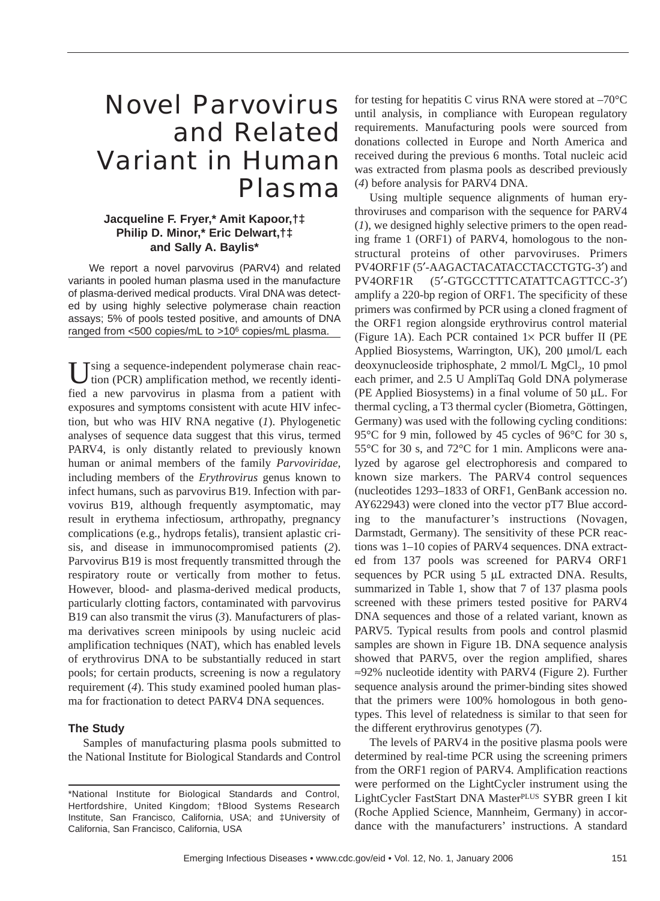# Novel Parvovirus and Related Variant in Human Plasma

**Jacqueline F. Fryer,* Amit Kapoor,†‡ Philip D. Minor,* Eric Delwart,†‡ and Sally A. Baylis***

We report a novel parvovirus (PARV4) and related variants in pooled human plasma used in the manufacture of plasma-derived medical products. Viral DNA was detected by using highly selective polymerase chain reaction assays; 5% of pools tested positive, and amounts of DNA ranged from <500 copies/mL to >$10^6$ copies/mL plasma.

Using a sequence-independent polymerase chain reaction (PCR) amplification method, we recently identified a new parvovirus in plasma from a patient with exposures and symptoms consistent with acute HIV infection, but who was HIV RNA negative (*1*). Phylogenetic analyses of sequence data suggest that this virus, termed PARV4, is only distantly related to previously known human or animal members of the family *Parvoviridae*, including members of the *Erythrovirus* genus known to infect humans, such as parvovirus B19. Infection with parvovirus B19, although frequently asymptomatic, may result in erythema infectiosum, arthropathy, pregnancy complications (e.g., hydrops fetalis), transient aplastic crisis, and disease in immunocompromised patients (*2*). Parvovirus B19 is most frequently transmitted through the respiratory route or vertically from mother to fetus. However, blood- and plasma-derived medical products, particularly clotting factors, contaminated with parvovirus B19 can also transmit the virus (*3*). Manufacturers of plasma derivatives screen minipools by using nucleic acid amplification techniques (NAT), which has enabled levels of erythrovirus DNA to be substantially reduced in start pools; for certain products, screening is now a regulatory requirement (*4*). This study examined pooled human plasma for fractionation to detect PARV4 DNA sequences.

## The Study

Samples of manufacturing plasma pools submitted to the National Institute for Biological Standards and Control for testing for hepatitis C virus RNA were stored at –70°C until analysis, in compliance with European regulatory requirements. Manufacturing pools were sourced from donations collected in Europe and North America and received during the previous 6 months. Total nucleic acid was extracted from plasma pools as described previously (*4*) before analysis for PARV4 DNA.

Using multiple sequence alignments of human erythroviruses and comparison with the sequence for PARV4 (*1*), we designed highly selective primers to the open reading frame 1 (ORF1) of PARV4, homologous to the nonstructural proteins of other parvoviruses. Primers PV4ORF1F (5′-AAGACTACATACCTACCTGTG-3′) and PV4ORF1R (5′-GTGCCTTTCATATTCAGTTCC-3′) amplify a 220-bp region of ORF1. The specificity of these primers was confirmed by PCR using a cloned fragment of the ORF1 region alongside erythrovirus control material (Figure 1A). Each PCR contained 1× PCR buffer II (PE Applied Biosystems, Warrington, UK), 200 μmol/L each deoxynucleoside triphosphate, 2 mmol/L $MgCl_2$, 10 pmol each primer, and 2.5 U AmpliTaq Gold DNA polymerase (PE Applied Biosystems) in a final volume of 50 μL. For thermal cycling, a T3 thermal cycler (Biometra, Göttingen, Germany) was used with the following cycling conditions: 95°C for 9 min, followed by 45 cycles of 96°C for 30 s, 55°C for 30 s, and 72°C for 1 min. Amplicons were analyzed by agarose gel electrophoresis and compared to known size markers. The PARV4 control sequences (nucleotides 1293–1833 of ORF1, GenBank accession no. AY622943) were cloned into the vector pT7 Blue according to the manufacturer's instructions (Novagen, Darmstadt, Germany). The sensitivity of these PCR reactions was 1–10 copies of PARV4 sequences. DNA extracted from 137 pools was screened for PARV4 ORF1 sequences by PCR using 5 μL extracted DNA. Results, summarized in Table 1, show that 7 of 137 plasma pools screened with these primers tested positive for PARV4 DNA sequences and those of a related variant, known as PARV5. Typical results from pools and control plasmid samples are shown in Figure 1B. DNA sequence analysis showed that PARV5, over the region amplified, shares ≈92% nucleotide identity with PARV4 (Figure 2). Further sequence analysis around the primer-binding sites showed that the primers were 100% homologous in both genotypes. This level of relatedness is similar to that seen for the different erythrovirus genotypes (*7*).

The levels of PARV4 in the positive plasma pools were determined by real-time PCR using the screening primers from the ORF1 region of PARV4. Amplification reactions were performed on the LightCycler instrument using the LightCycler FastStart DNA Master$^{PLUS}$ SYBR green I kit (Roche Applied Science, Mannheim, Germany) in accordance with the manufacturers' instructions. A standard

---

*National Institute for Biological Standards and Control, Hertfordshire, United Kingdom; †Blood Systems Research Institute, San Francisco, California, USA; and ‡University of California, San Francisco, California, USA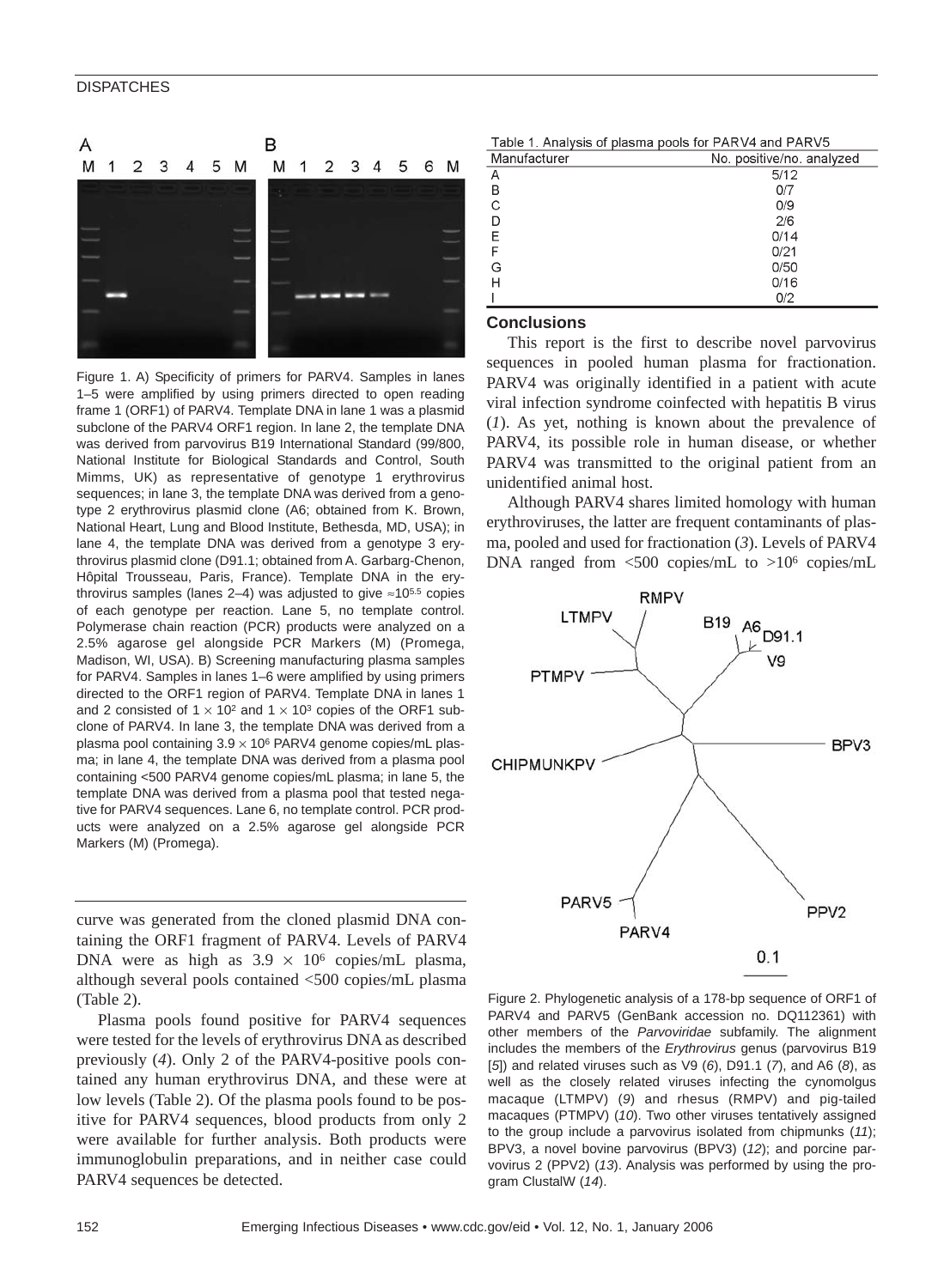Figure 1. A) Specificity of primers for PARV4. Samples in lanes 1–5 were amplified by using primers directed to open reading frame 1 (ORF1) of PARV4. Template DNA in lane 1 was a plasmid subclone of the PARV4 ORF1 region. In lane 2, the template DNA was derived from parvovirus B19 International Standard (99/800, National Institute for Biological Standards and Control, South Mimms, UK) as representative of genotype 1 erythrovirus sequences; in lane 3, the template DNA was derived from a genotype 2 erythrovirus plasmid clone (A6; obtained from K. Brown, National Heart, Lung and Blood Institute, Bethesda, MD, USA); in lane 4, the template DNA was derived from a genotype 3 erythrovirus plasmid clone (D91.1; obtained from A. Garbarg-Chenon, Hôpital Trousseau, Paris, France). Template DNA in the erythrovirus samples (lanes 2–4) was adjusted to give $\approx 10^{5.5}$ copies of each genotype per reaction. Lane 5, no template control. Polymerase chain reaction (PCR) products were analyzed on a 2.5% agarose gel alongside PCR Markers (M) (Promega, Madison, WI, USA). B) Screening manufacturing plasma samples for PARV4. Samples in lanes 1–6 were amplified by using primers directed to the ORF1 region of PARV4. Template DNA in lanes 1 and 2 consisted of $1 \times 10^2$ and $1 \times 10^3$ copies of the ORF1 subclone of PARV4. In lane 3, the template DNA was derived from a plasma pool containing $3.9 \times 10^6$ PARV4 genome copies/mL plasma; in lane 4, the template DNA was derived from a plasma pool containing <500 PARV4 genome copies/mL plasma; in lane 5, the template DNA was derived from a plasma pool that tested negative for PARV4 sequences. Lane 6, no template control. PCR products were analyzed on a 2.5% agarose gel alongside PCR Markers (M) (Promega).

curve was generated from the cloned plasmid DNA containing the ORF1 fragment of PARV4. Levels of PARV4 DNA were as high as $3.9 \times 10^6$ copies/mL plasma, although several pools contained <500 copies/mL plasma (Table 2).

Plasma pools found positive for PARV4 sequences were tested for the levels of erythrovirus DNA as described previously (*4*). Only 2 of the PARV4-positive pools contained any human erythrovirus DNA, and these were at low levels (Table 2). Of the plasma pools found to be positive for PARV4 sequences, blood products from only 2 were available for further analysis. Both products were immunoglobulin preparations, and in neither case could PARV4 sequences be detected.

Table 1. Analysis of plasma pools for PARV4 and PARV5

| Manufacturer | No. positive/no. analyzed |
|---|---|
| A | 5/12 |
| B | 0/7 |
| C | 0/9 |
| D | 2/6 |
| E | 0/14 |
| F | 0/21 |
| G | 0/50 |
| H | 0/16 |
| I | 0/2 |

## Conclusions

This report is the first to describe novel parvovirus sequences in pooled human plasma for fractionation. PARV4 was originally identified in a patient with acute viral infection syndrome coinfected with hepatitis B virus (*1*). As yet, nothing is known about the prevalence of PARV4, its possible role in human disease, or whether PARV4 was transmitted to the original patient from an unidentified animal host.

Although PARV4 shares limited homology with human erythroviruses, the latter are frequent contaminants of plasma, pooled and used for fractionation (*3*). Levels of PARV4 DNA ranged from <500 copies/mL to $>10^6$ copies/mL

Figure 2. Phylogenetic analysis of a 178-bp sequence of ORF1 of PARV4 and PARV5 (GenBank accession no. DQ112361) with other members of the *Parvoviridae* subfamily. The alignment includes the members of the *Erythrovirus* genus (parvovirus B19 [*5*]) and related viruses such as V9 (*6*), D91.1 (*7*), and A6 (*8*), as well as the closely related viruses infecting the cynomolgus macaque (LTMPV) (*9*) and rhesus (RMPV) and pig-tailed macaques (PTMPV) (*10*). Two other viruses tentatively assigned to the group include a parvovirus isolated from chipmunks (*11*); BPV3, a novel bovine parvovirus (BPV3) (*12*); and porcine parvovirus 2 (PPV2) (*13*). Analysis was performed by using the program ClustalW (*14*).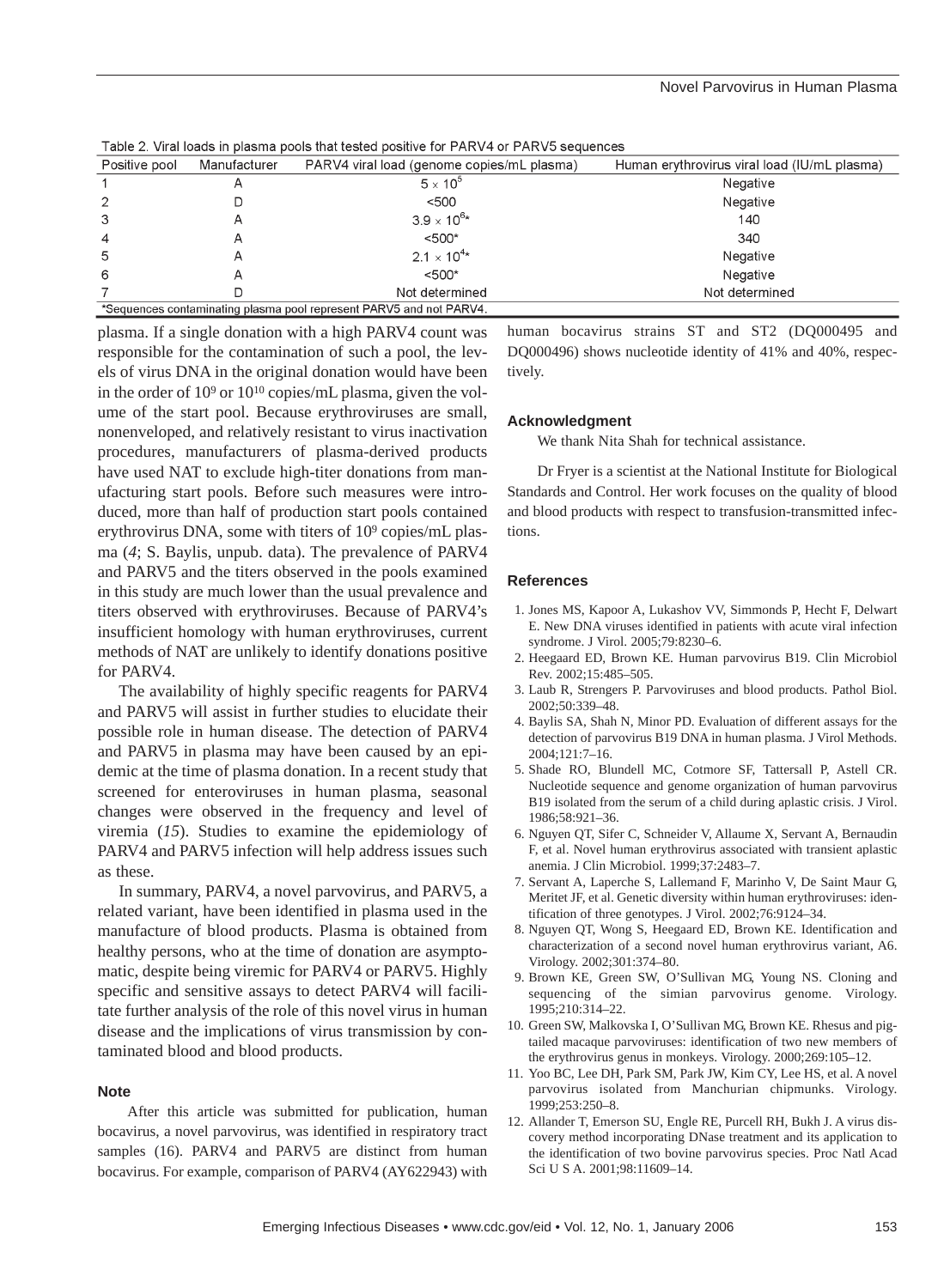Table 2. Viral loads in plasma pools that tested positive for PARV4 or PARV5 sequences

| Positive pool | Manufacturer | PARV4 viral load (genome copies/mL plasma) | Human erythrovirus viral load (IU/mL plasma) |
|---|---|---|---|
| 1 | A | $5 \times 10^5$ | Negative |
| 2 | D | <500 | Negative |
| 3 | A | $3.9 \times 10^6$* | 140 |
| 4 | A | <500* | 340 |
| 5 | A | $2.1 \times 10^4$* | Negative |
| 6 | A | <500* | Negative |
| 7 | D | Not determined | Not determined |

*Sequences contaminating plasma pool represent PARV5 and not PARV4.

plasma. If a single donation with a high PARV4 count was responsible for the contamination of such a pool, the levels of virus DNA in the original donation would have been in the order of $10^9$ or $10^{10}$ copies/mL plasma, given the volume of the start pool. Because erythroviruses are small, nonenveloped, and relatively resistant to virus inactivation procedures, manufacturers of plasma-derived products have used NAT to exclude high-titer donations from manufacturing start pools. Before such measures were introduced, more than half of production start pools contained erythrovirus DNA, some with titers of $10^9$ copies/mL plasma (*4*; S. Baylis, unpub. data). The prevalence of PARV4 and PARV5 and the titers observed in the pools examined in this study are much lower than the usual prevalence and titers observed with erythroviruses. Because of PARV4's insufficient homology with human erythroviruses, current methods of NAT are unlikely to identify donations positive for PARV4.

The availability of highly specific reagents for PARV4 and PARV5 will assist in further studies to elucidate their possible role in human disease. The detection of PARV4 and PARV5 in plasma may have been caused by an epidemic at the time of plasma donation. In a recent study that screened for enteroviruses in human plasma, seasonal changes were observed in the frequency and level of viremia (*15*). Studies to examine the epidemiology of PARV4 and PARV5 infection will help address issues such as these.

In summary, PARV4, a novel parvovirus, and PARV5, a related variant, have been identified in plasma used in the manufacture of blood products. Plasma is obtained from healthy persons, who at the time of donation are asymptomatic, despite being viremic for PARV4 or PARV5. Highly specific and sensitive assays to detect PARV4 will facilitate further analysis of the role of this novel virus in human disease and the implications of virus transmission by contaminated blood and blood products.

### Note

After this article was submitted for publication, human bocavirus, a novel parvovirus, was identified in respiratory tract samples (16). PARV4 and PARV5 are distinct from human bocavirus. For example, comparison of PARV4 (AY622943) with human bocavirus strains ST and ST2 (DQ000495 and DQ000496) shows nucleotide identity of 41% and 40%, respectively.

### Acknowledgment

We thank Nita Shah for technical assistance.

Dr Fryer is a scientist at the National Institute for Biological Standards and Control. Her work focuses on the quality of blood and blood products with respect to transfusion-transmitted infections.

### References

1. Jones MS, Kapoor A, Lukashov VV, Simmonds P, Hecht F, Delwart E. New DNA viruses identified in patients with acute viral infection syndrome. J Virol. 2005;79:8230–6.
2. Heegaard ED, Brown KE. Human parvovirus B19. Clin Microbiol Rev. 2002;15:485–505.
3. Laub R, Strengers P. Parvoviruses and blood products. Pathol Biol. 2002;50:339–48.
4. Baylis SA, Shah N, Minor PD. Evaluation of different assays for the detection of parvovirus B19 DNA in human plasma. J Virol Methods. 2004;121:7–16.
5. Shade RO, Blundell MC, Cotmore SF, Tattersall P, Astell CR. Nucleotide sequence and genome organization of human parvovirus B19 isolated from the serum of a child during aplastic crisis. J Virol. 1986;58:921–36.
6. Nguyen QT, Sifer C, Schneider V, Allaume X, Servant A, Bernaudin F, et al. Novel human erythrovirus associated with transient aplastic anemia. J Clin Microbiol. 1999;37:2483–7.
7. Servant A, Laperche S, Lallemand F, Marinho V, De Saint Maur G, Meritet JF, et al. Genetic diversity within human erythroviruses: identification of three genotypes. J Virol. 2002;76:9124–34.
8. Nguyen QT, Wong S, Heegaard ED, Brown KE. Identification and characterization of a second novel human erythrovirus variant, A6. Virology. 2002;301:374–80.
9. Brown KE, Green SW, O'Sullivan MG, Young NS. Cloning and sequencing of the simian parvovirus genome. Virology. 1995;210:314–22.
10. Green SW, Malkovska I, O'Sullivan MG, Brown KE. Rhesus and pig-tailed macaque parvoviruses: identification of two new members of the erythrovirus genus in monkeys. Virology. 2000;269:105–12.
11. Yoo BC, Lee DH, Park SM, Park JW, Kim CY, Lee HS, et al. A novel parvovirus isolated from Manchurian chipmunks. Virology. 1999;253:250–8.
12. Allander T, Emerson SU, Engle RE, Purcell RH, Bukh J. A virus discovery method incorporating DNase treatment and its application to the identification of two bovine parvovirus species. Proc Natl Acad Sci U S A. 2001;98:11609–14.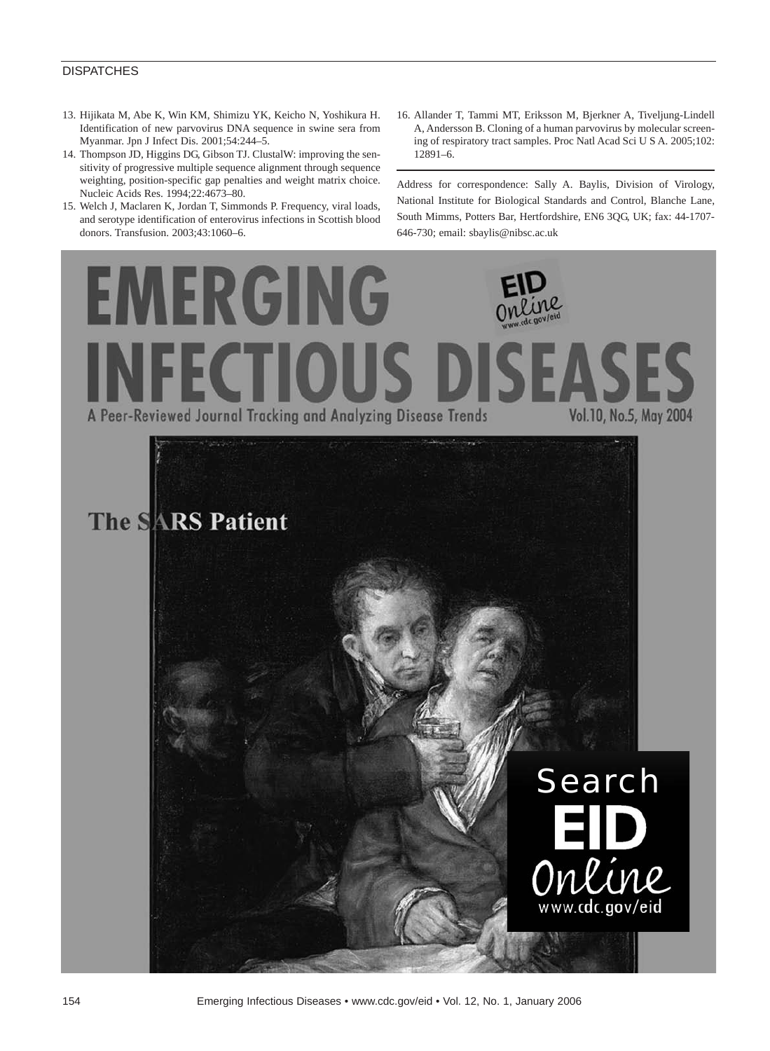13. Hijikata M, Abe K, Win KM, Shimizu YK, Keicho N, Yoshikura H. Identification of new parvovirus DNA sequence in swine sera from Myanmar. Jpn J Infect Dis. 2001;54:244–5.
14. Thompson JD, Higgins DG, Gibson TJ. ClustalW: improving the sensitivity of progressive multiple sequence alignment through sequence weighting, position-specific gap penalties and weight matrix choice. Nucleic Acids Res. 1994;22:4673–80.
15. Welch J, Maclaren K, Jordan T, Simmonds P. Frequency, viral loads, and serotype identification of enterovirus infections in Scottish blood donors. Transfusion. 2003;43:1060–6.
16. Allander T, Tammi MT, Eriksson M, Bjerkner A, Tiveljung-Lindell A, Andersson B. Cloning of a human parvovirus by molecular screening of respiratory tract samples. Proc Natl Acad Sci U S A. 2005;102:12891–6.

Address for correspondence: Sally A. Baylis, Division of Virology, National Institute for Biological Standards and Control, Blanche Lane, South Mimms, Potters Bar, Hertfordshire, EN6 3QG, UK; fax: 44-1707-646-730; email: sbaylis@nibsc.ac.uk

EMERGING INFECTIOUS DISEASES

A Peer-Reviewed Journal Tracking and Analyzing Disease Trends Vol.10, No.5, May 2004

The SARS Patient

Search EID Online www.cdc.gov/eid